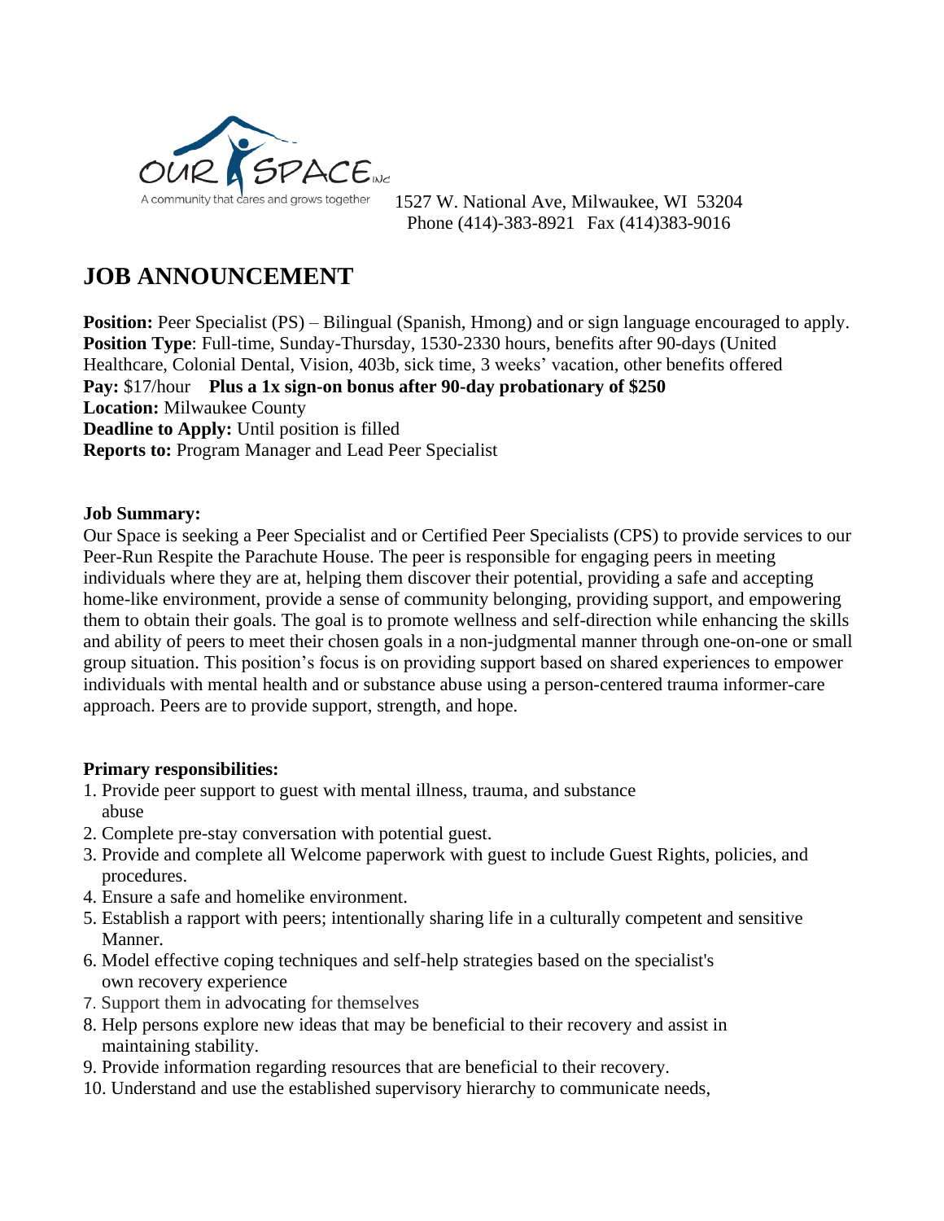OUR SPACE INC
A community that cares and grows together

1527 W. National Ave, Milwaukee, WI 53204
Phone (414)-383-8921 Fax (414)383-9016

# JOB ANNOUNCEMENT

**Position:** Peer Specialist (PS) – Bilingual (Spanish, Hmong) and or sign language encouraged to apply.
**Position Type**: Full-time, Sunday-Thursday, 1530-2330 hours, benefits after 90-days (United Healthcare, Colonial Dental, Vision, 403b, sick time, 3 weeks' vacation, other benefits offered
**Pay:** $17/hour **Plus a 1x sign-on bonus after 90-day probationary of $250**
**Location:** Milwaukee County
**Deadline to Apply:** Until position is filled
**Reports to:** Program Manager and Lead Peer Specialist

**Job Summary:**
Our Space is seeking a Peer Specialist and or Certified Peer Specialists (CPS) to provide services to our Peer-Run Respite the Parachute House. The peer is responsible for engaging peers in meeting individuals where they are at, helping them discover their potential, providing a safe and accepting home-like environment, provide a sense of community belonging, providing support, and empowering them to obtain their goals. The goal is to promote wellness and self-direction while enhancing the skills and ability of peers to meet their chosen goals in a non-judgmental manner through one-on-one or small group situation. This position's focus is on providing support based on shared experiences to empower individuals with mental health and or substance abuse using a person-centered trauma informer-care approach. Peers are to provide support, strength, and hope.

**Primary responsibilities:**

1. Provide peer support to guest with mental illness, trauma, and substance abuse
2. Complete pre-stay conversation with potential guest.
3. Provide and complete all Welcome paperwork with guest to include Guest Rights, policies, and procedures.
4. Ensure a safe and homelike environment.
5. Establish a rapport with peers; intentionally sharing life in a culturally competent and sensitive Manner.
6. Model effective coping techniques and self-help strategies based on the specialist's own recovery experience
7. Support them in advocating for themselves
8. Help persons explore new ideas that may be beneficial to their recovery and assist in maintaining stability.
9. Provide information regarding resources that are beneficial to their recovery.
10. Understand and use the established supervisory hierarchy to communicate needs,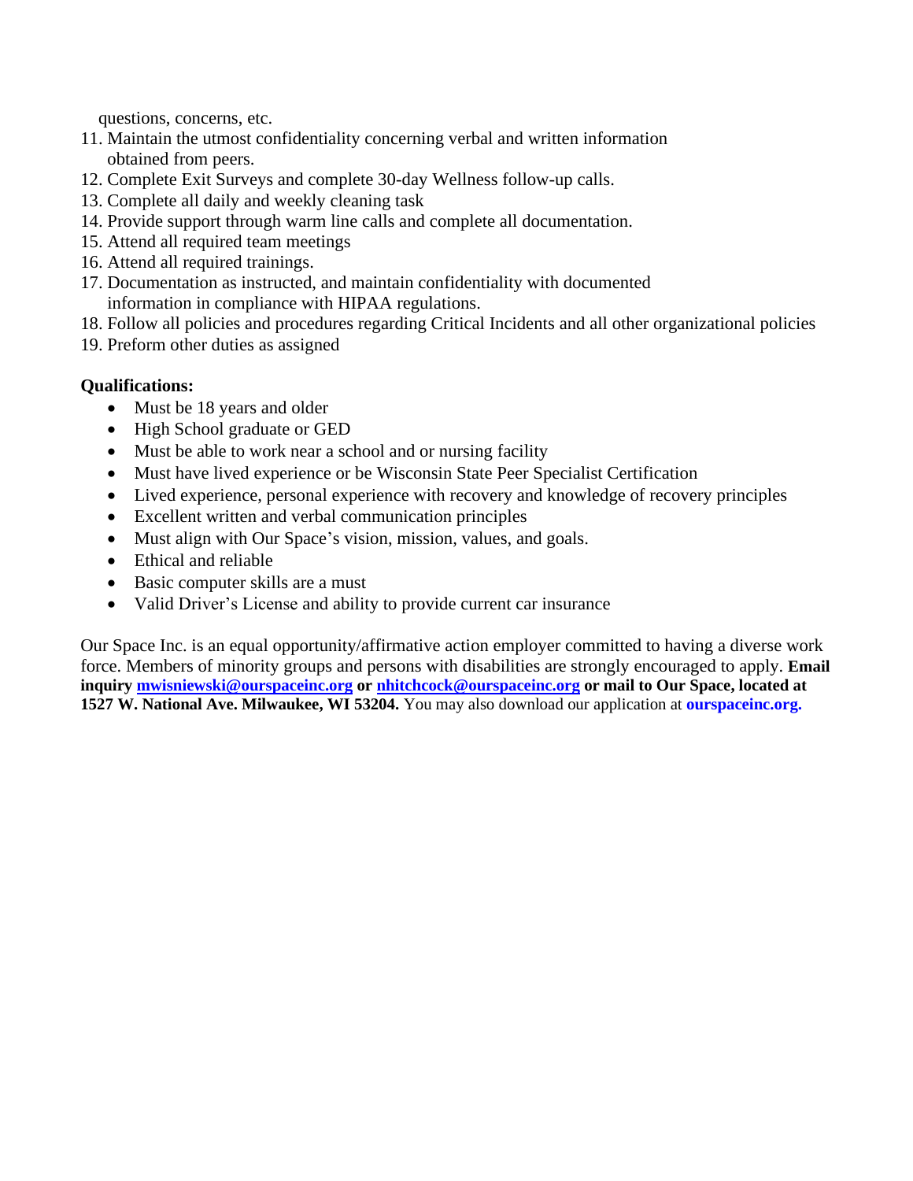questions, concerns, etc.

11. Maintain the utmost confidentiality concerning verbal and written information obtained from peers.
12. Complete Exit Surveys and complete 30-day Wellness follow-up calls.
13. Complete all daily and weekly cleaning task
14. Provide support through warm line calls and complete all documentation.
15. Attend all required team meetings
16. Attend all required trainings.
17. Documentation as instructed, and maintain confidentiality with documented information in compliance with HIPAA regulations.
18. Follow all policies and procedures regarding Critical Incidents and all other organizational policies
19. Preform other duties as assigned

**Qualifications:**

- Must be 18 years and older
- High School graduate or GED
- Must be able to work near a school and or nursing facility
- Must have lived experience or be Wisconsin State Peer Specialist Certification
- Lived experience, personal experience with recovery and knowledge of recovery principles
- Excellent written and verbal communication principles
- Must align with Our Space's vision, mission, values, and goals.
- Ethical and reliable
- Basic computer skills are a must
- Valid Driver's License and ability to provide current car insurance

Our Space Inc. is an equal opportunity/affirmative action employer committed to having a diverse work force. Members of minority groups and persons with disabilities are strongly encouraged to apply. **Email inquiry mwisniewski@ourspaceinc.org or nhitchcock@ourspaceinc.org or mail to Our Space, located at 1527 W. National Ave. Milwaukee, WI 53204.** You may also download our application at **ourspaceinc.org.**